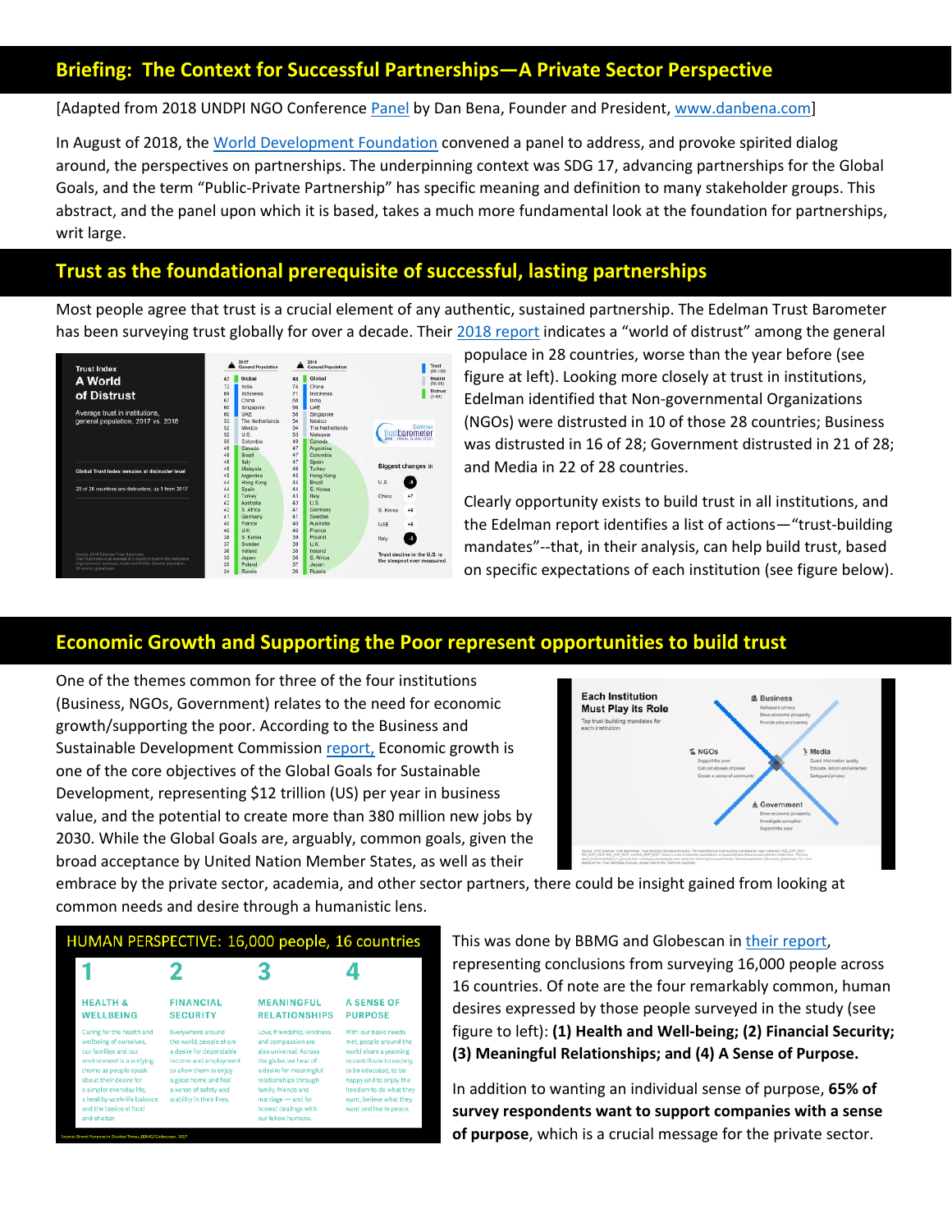## Briefing: The Context for Successful Partnerships—A Private Sector Perspective

[Adapted from 2018 UNDPI NGO Conference Panel by Dan Bena, Founder and President, www.danbena.com]

In August of 2018, the World Development Foundation convened a panel to address, and provoke spirited dialog around, the perspectives on partnerships. The underpinning context was SDG 17, advancing partnerships for the Global Goals, and the term "Public-Private Partnership" has specific meaning and definition to many stakeholder groups. This abstract, and the panel upon which it is based, takes a much more fundamental look at the foundation for partnerships, writ large.

## Trust as the foundational prerequisite of successful, lasting partnerships

Most people agree that trust is a crucial element of any authentic, sustained partnership. The Edelman Trust Barometer has been surveying trust globally for over a decade. Their 2018 report indicates a "world of distrust" among the general populace in 28 countries, worse than the year before (see figure at left). Looking more closely at trust in institutions, Edelman identified that Non-governmental Organizations (NGOs) were distrusted in 10 of those 28 countries; Business was distrusted in 16 of 28; Government distrusted in 21 of 28; and Media in 22 of 28 countries.

Clearly opportunity exists to build trust in all institutions, and the Edelman report identifies a list of actions—"trust-building mandates"--that, in their analysis, can help build trust, based on specific expectations of each institution (see figure below).

## Economic Growth and Supporting the Poor represent opportunities to build trust

One of the themes common for three of the four institutions (Business, NGOs, Government) relates to the need for economic growth/supporting the poor. According to the Business and Sustainable Development Commission report, Economic growth is one of the core objectives of the Global Goals for Sustainable Development, representing $12 trillion (US) per year in business value, and the potential to create more than 380 million new jobs by 2030. While the Global Goals are, arguably, common goals, given the broad acceptance by United Nation Member States, as well as their embrace by the private sector, academia, and other sector partners, there could be insight gained from looking at common needs and desire through a humanistic lens.

This was done by BBMG and Globescan in their report, representing conclusions from surveying 16,000 people across 16 countries. Of note are the four remarkably common, human desires expressed by those people surveyed in the study (see figure to left): **(1) Health and Well-being; (2) Financial Security; (3) Meaningful Relationships; and (4) A Sense of Purpose.**

In addition to wanting an individual sense of purpose, **65% of survey respondents want to support companies with a sense of purpose**, which is a crucial message for the private sector.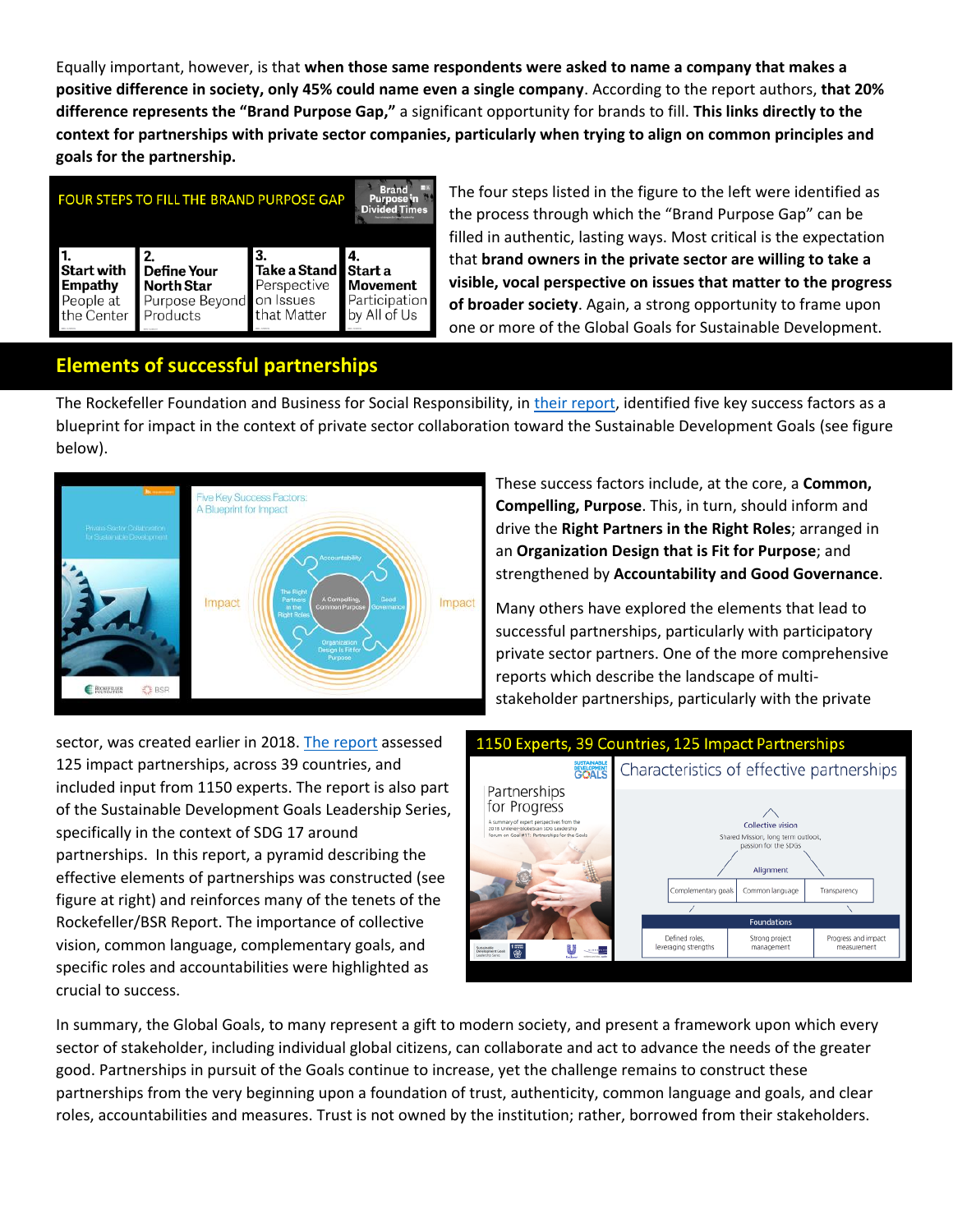Equally important, however, is that **when those same respondents were asked to name a company that makes a positive difference in society, only 45% could name even a single company**. According to the report authors, **that 20% difference represents the "Brand Purpose Gap,"** a significant opportunity for brands to fill. **This links directly to the context for partnerships with private sector companies, particularly when trying to align on common principles and goals for the partnership.**

FOUR STEPS TO FILL THE BRAND PURPOSE GAP

Brand Purpose in Divided Times

| 1. | 2. | 3. | 4. |
|---|---|---|---|
| **Start with Empathy** People at the Center | **Define Your North Star** Purpose Beyond Products | **Take a Stand** Perspective on Issues that Matter | **Start a Movement** Participation by All of Us |

The four steps listed in the figure to the left were identified as the process through which the "Brand Purpose Gap" can be filled in authentic, lasting ways. Most critical is the expectation that **brand owners in the private sector are willing to take a visible, vocal perspective on issues that matter to the progress of broader society**. Again, a strong opportunity to frame upon one or more of the Global Goals for Sustainable Development.

## Elements of successful partnerships

The Rockefeller Foundation and Business for Social Responsibility, in their report, identified five key success factors as a blueprint for impact in the context of private sector collaboration toward the Sustainable Development Goals (see figure below).

Private-Sector Collaboration for Sustainable Development

Five Key Success Factors: A Blueprint for Impact

Impact

Accountability

The Right Partners in the Right Roles

A Compelling, Common Purpose

Good Governance

Organization Design is Fit for Purpose

Impact

These success factors include, at the core, a **Common, Compelling, Purpose**. This, in turn, should inform and drive the **Right Partners in the Right Roles**; arranged in an **Organization Design that is Fit for Purpose**; and strengthened by **Accountability and Good Governance**.

Many others have explored the elements that lead to successful partnerships, particularly with participatory private sector partners. One of the more comprehensive reports which describe the landscape of multi-stakeholder partnerships, particularly with the private sector, was created earlier in 2018. The report assessed 125 impact partnerships, across 39 countries, and included input from 1150 experts. The report is also part of the Sustainable Development Goals Leadership Series, specifically in the context of SDG 17 around partnerships. In this report, a pyramid describing the effective elements of partnerships was constructed (see figure at right) and reinforces many of the tenets of the Rockefeller/BSR Report. The importance of collective vision, common language, complementary goals, and specific roles and accountabilities were highlighted as crucial to success.

1150 Experts, 39 Countries, 125 Impact Partnerships

Partnerships for Progress

Characteristics of effective partnerships

Collective vision

Shared Mission, long term outlook, passion for the SDGs

Alignment

Complementary goals | Common language | Transparency

Foundations

Defined roles, leveraging strengths | Strong project management | Progress and impact measurement

In summary, the Global Goals, to many represent a gift to modern society, and present a framework upon which every sector of stakeholder, including individual global citizens, can collaborate and act to advance the needs of the greater good. Partnerships in pursuit of the Goals continue to increase, yet the challenge remains to construct these partnerships from the very beginning upon a foundation of trust, authenticity, common language and goals, and clear roles, accountabilities and measures. Trust is not owned by the institution; rather, borrowed from their stakeholders.